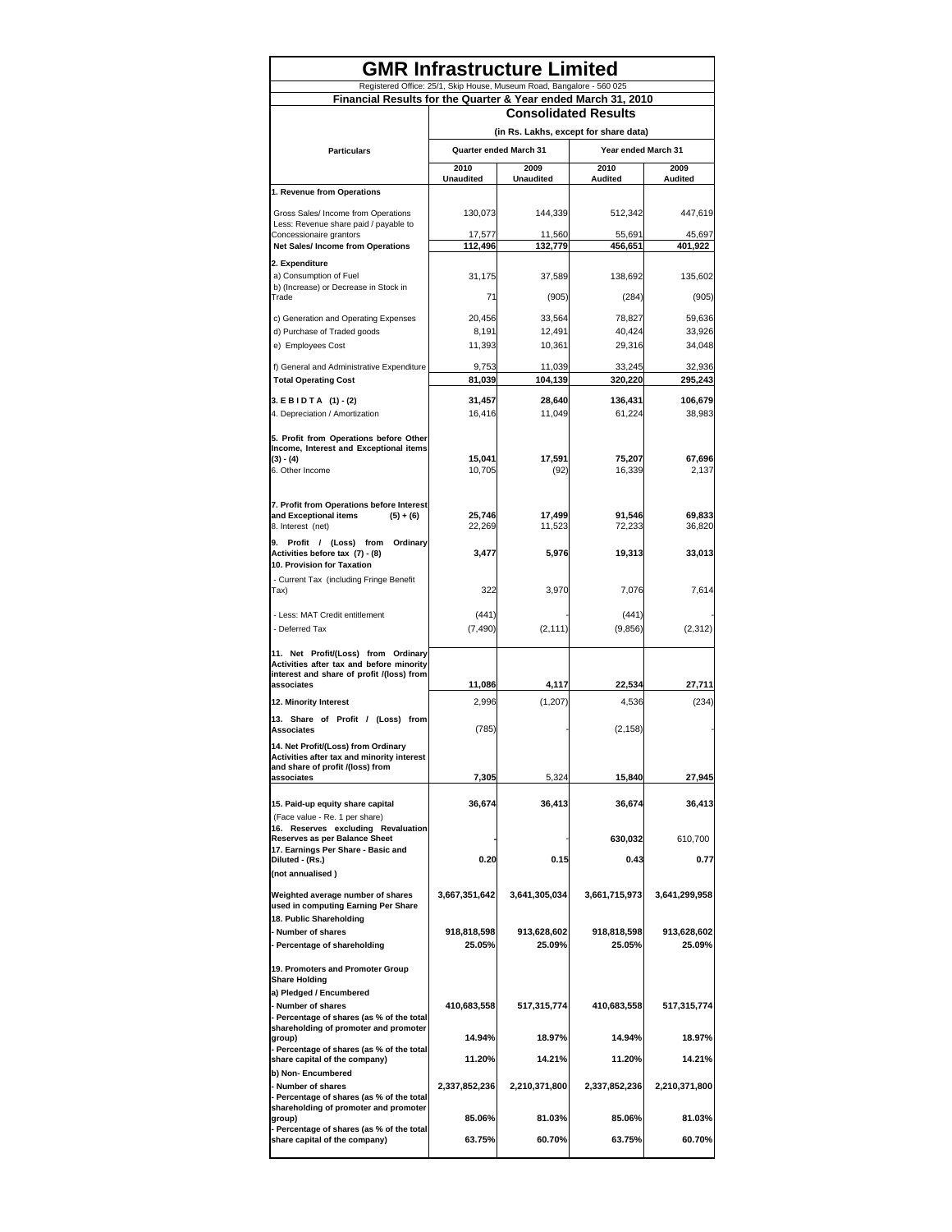# GMR Infrastructure Limited

Registered Office: 25/1, Skip House, Museum Road, Bangalore - 560 025

## Financial Results for the Quarter & Year ended March 31, 2010

| Particulars | Consolidated Results | | | |
|---|---|---|---|---|
| | (in Rs. Lakhs, except for share data) | | | |
| | Quarter ended March 31 | | Year ended March 31 | |
| | 2010 Unaudited | 2009 Unaudited | 2010 Audited | 2009 Audited |
| **1. Revenue from Operations** | | | | |
| Gross Sales/ Income from Operations | 130,073 | 144,339 | 512,342 | 447,619 |
| Less: Revenue share paid / payable to Concessionaire grantors | 17,577 | 11,560 | 55,691 | 45,697 |
| **Net Sales/ Income from Operations** | **112,496** | **132,779** | **456,651** | **401,922** |
| **2. Expenditure** | | | | |
| a) Consumption of Fuel | 31,175 | 37,589 | 138,692 | 135,602 |
| b) (Increase) or Decrease in Stock in Trade | 71 | (905) | (284) | (905) |
| c) Generation and Operating Expenses | 20,456 | 33,564 | 78,827 | 59,636 |
| d) Purchase of Traded goods | 8,191 | 12,491 | 40,424 | 33,926 |
| e) Employees Cost | 11,393 | 10,361 | 29,316 | 34,048 |
| f) General and Administrative Expenditure | 9,753 | 11,039 | 33,245 | 32,936 |
| **Total Operating Cost** | **81,039** | **104,139** | **320,220** | **295,243** |
| **3. E B I D T A (1) - (2)** | **31,457** | **28,640** | **136,431** | **106,679** |
| 4. Depreciation / Amortization | 16,416 | 11,049 | 61,224 | 38,983 |
| **5. Profit from Operations before Other Income, Interest and Exceptional items (3) - (4)** | **15,041** | **17,591** | **75,207** | **67,696** |
| 6. Other Income | 10,705 | (92) | 16,339 | 2,137 |
| **7. Profit from Operations before Interest and Exceptional items (5) + (6)** | **25,746** | **17,499** | **91,546** | **69,833** |
| 8. Interest (net) | 22,269 | 11,523 | 72,233 | 36,820 |
| **9. Profit / (Loss) from Ordinary Activities before tax (7) - (8)** | **3,477** | **5,976** | **19,313** | **33,013** |
| **10. Provision for Taxation** | | | | |
| - Current Tax (including Fringe Benefit Tax) | 322 | 3,970 | 7,076 | 7,614 |
| - Less: MAT Credit entitlement | (441) | - | (441) | - |
| - Deferred Tax | (7,490) | (2,111) | (9,856) | (2,312) |
| **11. Net Profit/(Loss) from Ordinary Activities after tax and before minority interest and share of profit /(loss) from associates** | **11,086** | **4,117** | **22,534** | **27,711** |
| **12. Minority Interest** | 2,996 | (1,207) | 4,536 | (234) |
| **13. Share of Profit / (Loss) from Associates** | (785) | - | (2,158) | - |
| **14. Net Profit/(Loss) from Ordinary Activities after tax and minority interest and share of profit /(loss) from associates** | **7,305** | 5,324 | **15,840** | **27,945** |
| **15. Paid-up equity share capital** | **36,674** | **36,413** | **36,674** | **36,413** |
| (Face value - Re. 1 per share) | | | | |
| **16. Reserves excluding Revaluation Reserves as per Balance Sheet** | - | - | **630,032** | 610,700 |
| **17. Earnings Per Share - Basic and Diluted - (Rs.)** | **0.20** | **0.15** | **0.43** | **0.77** |
| **(not annualised )** | | | | |
| **Weighted average number of shares used in computing Earning Per Share** | **3,667,351,642** | **3,641,305,034** | **3,661,715,973** | **3,641,299,958** |
| **18. Public Shareholding** | | | | |
| **- Number of shares** | **918,818,598** | **913,628,602** | **918,818,598** | **913,628,602** |
| **- Percentage of shareholding** | **25.05%** | **25.09%** | **25.05%** | **25.09%** |
| **19. Promoters and Promoter Group Share Holding** | | | | |
| **a) Pledged / Encumbered** | | | | |
| **- Number of shares** | **410,683,558** | **517,315,774** | **410,683,558** | **517,315,774** |
| **- Percentage of shares (as % of the total shareholding of promoter and promoter group)** | **14.94%** | **18.97%** | **14.94%** | **18.97%** |
| **- Percentage of shares (as % of the total share capital of the company)** | **11.20%** | **14.21%** | **11.20%** | **14.21%** |
| **b) Non- Encumbered** | | | | |
| **- Number of shares** | **2,337,852,236** | **2,210,371,800** | **2,337,852,236** | **2,210,371,800** |
| **- Percentage of shares (as % of the total shareholding of promoter and promoter group)** | **85.06%** | **81.03%** | **85.06%** | **81.03%** |
| **- Percentage of shares (as % of the total share capital of the company)** | **63.75%** | **60.70%** | **63.75%** | **60.70%** |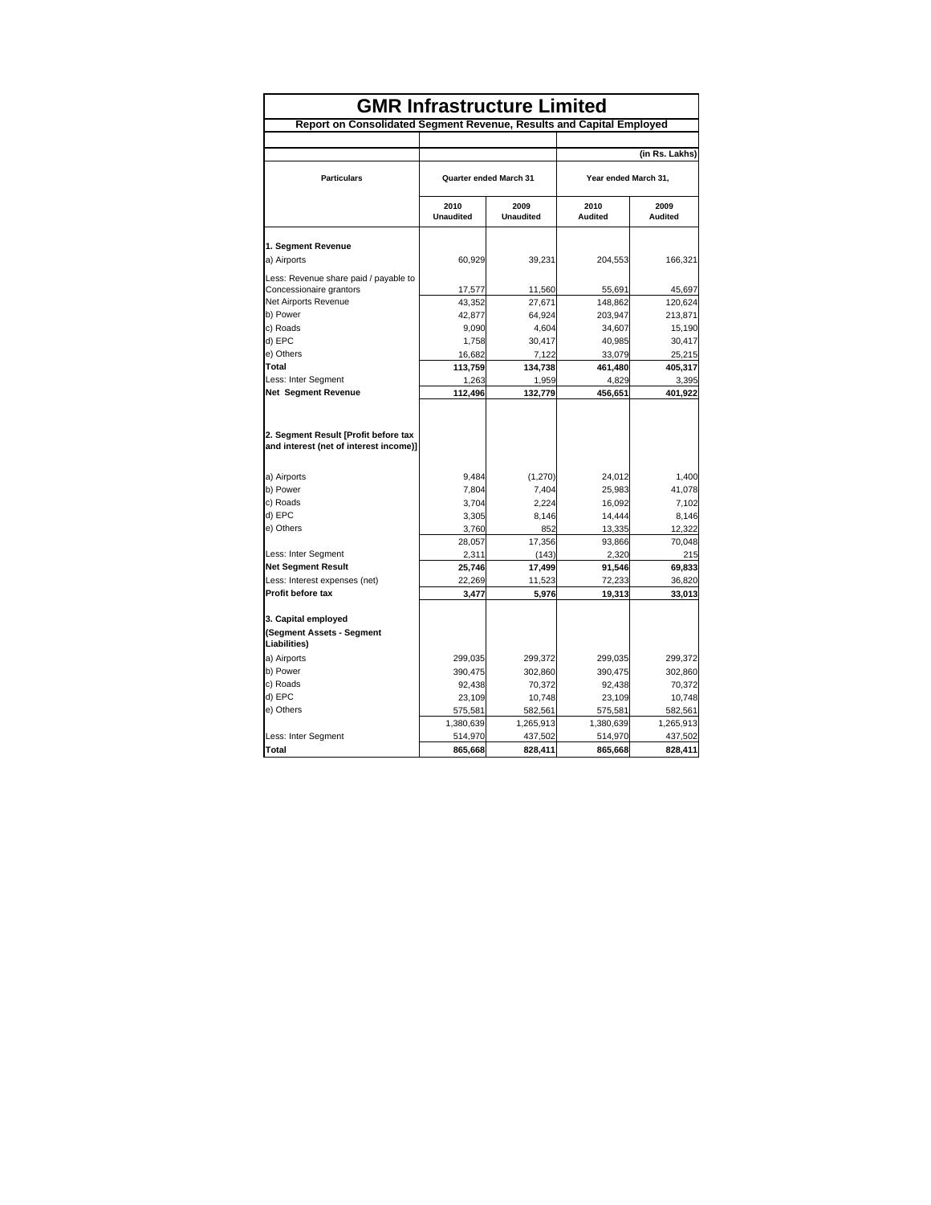# GMR Infrastructure Limited

## Report on Consolidated Segment Revenue, Results and Capital Employed

(in Rs. Lakhs)

| Particulars | Quarter ended March 31 | | Year ended March 31, | |
|---|---|---|---|---|
| | 2010 Unaudited | 2009 Unaudited | 2010 Audited | 2009 Audited |
| **1. Segment Revenue** | | | | |
| a) Airports | 60,929 | 39,231 | 204,553 | 166,321 |
| Less: Revenue share paid / payable to Concessionaire grantors | 17,577 | 11,560 | 55,691 | 45,697 |
| Net Airports Revenue | 43,352 | 27,671 | 148,862 | 120,624 |
| b) Power | 42,877 | 64,924 | 203,947 | 213,871 |
| c) Roads | 9,090 | 4,604 | 34,607 | 15,190 |
| d) EPC | 1,758 | 30,417 | 40,985 | 30,417 |
| e) Others | 16,682 | 7,122 | 33,079 | 25,215 |
| **Total** | **113,759** | **134,738** | **461,480** | **405,317** |
| Less: Inter Segment | 1,263 | 1,959 | 4,829 | 3,395 |
| **Net Segment Revenue** | **112,496** | **132,779** | **456,651** | **401,922** |
| **2. Segment Result [Profit before tax and interest (net of interest income)]** | | | | |
| a) Airports | 9,484 | (1,270) | 24,012 | 1,400 |
| b) Power | 7,804 | 7,404 | 25,983 | 41,078 |
| c) Roads | 3,704 | 2,224 | 16,092 | 7,102 |
| d) EPC | 3,305 | 8,146 | 14,444 | 8,146 |
| e) Others | 3,760 | 852 | 13,335 | 12,322 |
| | 28,057 | 17,356 | 93,866 | 70,048 |
| Less: Inter Segment | 2,311 | (143) | 2,320 | 215 |
| **Net Segment Result** | **25,746** | **17,499** | **91,546** | **69,833** |
| Less: Interest expenses (net) | 22,269 | 11,523 | 72,233 | 36,820 |
| **Profit before tax** | **3,477** | **5,976** | **19,313** | **33,013** |
| **3. Capital employed** | | | | |
| **(Segment Assets - Segment Liabilities)** | | | | |
| a) Airports | 299,035 | 299,372 | 299,035 | 299,372 |
| b) Power | 390,475 | 302,860 | 390,475 | 302,860 |
| c) Roads | 92,438 | 70,372 | 92,438 | 70,372 |
| d) EPC | 23,109 | 10,748 | 23,109 | 10,748 |
| e) Others | 575,581 | 582,561 | 575,581 | 582,561 |
| | 1,380,639 | 1,265,913 | 1,380,639 | 1,265,913 |
| Less: Inter Segment | 514,970 | 437,502 | 514,970 | 437,502 |
| **Total** | **865,668** | **828,411** | **865,668** | **828,411** |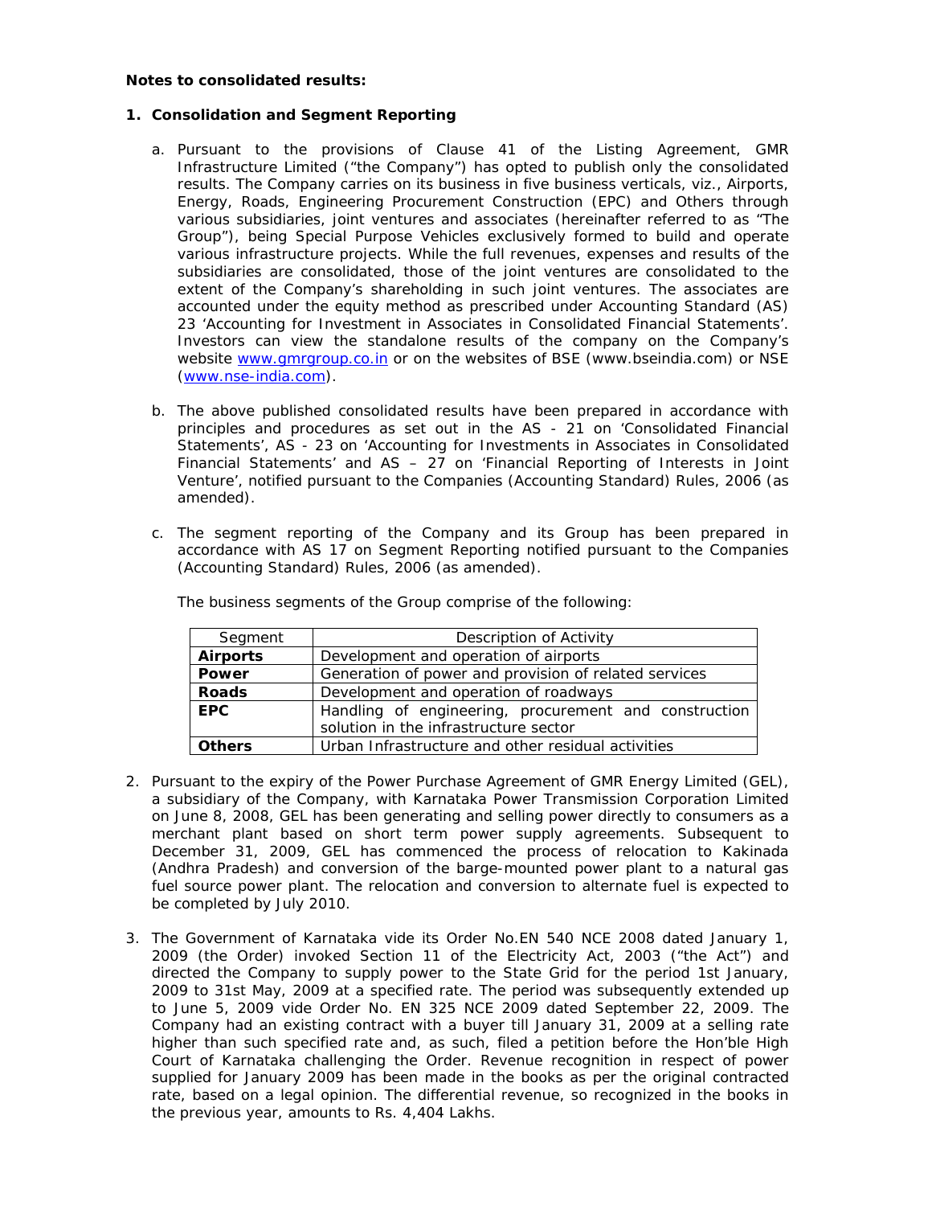**Notes to consolidated results:**

1. **Consolidation and Segment Reporting**

   a. Pursuant to the provisions of Clause 41 of the Listing Agreement, GMR Infrastructure Limited ("the Company") has opted to publish only the consolidated results. The Company carries on its business in five business verticals, viz., Airports, Energy, Roads, Engineering Procurement Construction (EPC) and Others through various subsidiaries, joint ventures and associates (hereinafter referred to as "The Group"), being Special Purpose Vehicles exclusively formed to build and operate various infrastructure projects. While the full revenues, expenses and results of the subsidiaries are consolidated, those of the joint ventures are consolidated to the extent of the Company's shareholding in such joint ventures. The associates are accounted under the equity method as prescribed under Accounting Standard (AS) 23 'Accounting for Investment in Associates in Consolidated Financial Statements'. Investors can view the standalone results of the company on the Company's website www.gmrgroup.co.in or on the websites of BSE (www.bseindia.com) or NSE (www.nse-india.com).

   b. The above published consolidated results have been prepared in accordance with principles and procedures as set out in the AS - 21 on 'Consolidated Financial Statements', AS - 23 on 'Accounting for Investments in Associates in Consolidated Financial Statements' and AS – 27 on 'Financial Reporting of Interests in Joint Venture', notified pursuant to the Companies (Accounting Standard) Rules, 2006 (as amended).

   c. The segment reporting of the Company and its Group has been prepared in accordance with AS 17 on Segment Reporting notified pursuant to the Companies (Accounting Standard) Rules, 2006 (as amended).

   The business segments of the Group comprise of the following:

| Segment | Description of Activity |
|---|---|
| **Airports** | Development and operation of airports |
| **Power** | Generation of power and provision of related services |
| **Roads** | Development and operation of roadways |
| **EPC** | Handling of engineering, procurement and construction solution in the infrastructure sector |
| **Others** | Urban Infrastructure and other residual activities |

2. Pursuant to the expiry of the Power Purchase Agreement of GMR Energy Limited (GEL), a subsidiary of the Company, with Karnataka Power Transmission Corporation Limited on June 8, 2008, GEL has been generating and selling power directly to consumers as a merchant plant based on short term power supply agreements. Subsequent to December 31, 2009, GEL has commenced the process of relocation to Kakinada (Andhra Pradesh) and conversion of the barge-mounted power plant to a natural gas fuel source power plant. The relocation and conversion to alternate fuel is expected to be completed by July 2010.

3. The Government of Karnataka vide its Order No.EN 540 NCE 2008 dated January 1, 2009 (the Order) invoked Section 11 of the Electricity Act, 2003 ("the Act") and directed the Company to supply power to the State Grid for the period 1st January, 2009 to 31st May, 2009 at a specified rate. The period was subsequently extended up to June 5, 2009 vide Order No. EN 325 NCE 2009 dated September 22, 2009. The Company had an existing contract with a buyer till January 31, 2009 at a selling rate higher than such specified rate and, as such, filed a petition before the Hon'ble High Court of Karnataka challenging the Order. Revenue recognition in respect of power supplied for January 2009 has been made in the books as per the original contracted rate, based on a legal opinion. The differential revenue, so recognized in the books in the previous year, amounts to Rs. 4,404 Lakhs.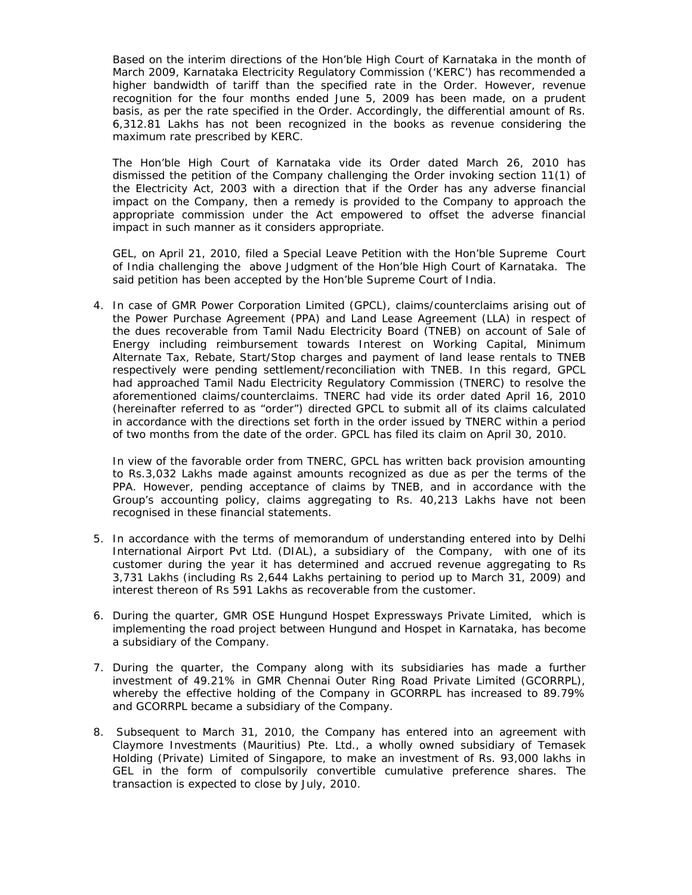Based on the interim directions of the Hon'ble High Court of Karnataka in the month of March 2009, Karnataka Electricity Regulatory Commission ('KERC') has recommended a higher bandwidth of tariff than the specified rate in the Order. However, revenue recognition for the four months ended June 5, 2009 has been made, on a prudent basis, as per the rate specified in the Order. Accordingly, the differential amount of Rs. 6,312.81 Lakhs has not been recognized in the books as revenue considering the maximum rate prescribed by KERC.

The Hon'ble High Court of Karnataka vide its Order dated March 26, 2010 has dismissed the petition of the Company challenging the Order invoking section 11(1) of the Electricity Act, 2003 with a direction that if the Order has any adverse financial impact on the Company, then a remedy is provided to the Company to approach the appropriate commission under the Act empowered to offset the adverse financial impact in such manner as it considers appropriate.

GEL, on April 21, 2010, filed a Special Leave Petition with the Hon'ble Supreme Court of India challenging the above Judgment of the Hon'ble High Court of Karnataka. The said petition has been accepted by the Hon'ble Supreme Court of India.

4. In case of GMR Power Corporation Limited (GPCL), claims/counterclaims arising out of the Power Purchase Agreement (PPA) and Land Lease Agreement (LLA) in respect of the dues recoverable from Tamil Nadu Electricity Board (TNEB) on account of Sale of Energy including reimbursement towards Interest on Working Capital, Minimum Alternate Tax, Rebate, Start/Stop charges and payment of land lease rentals to TNEB respectively were pending settlement/reconciliation with TNEB. In this regard, GPCL had approached Tamil Nadu Electricity Regulatory Commission (TNERC) to resolve the aforementioned claims/counterclaims. TNERC had vide its order dated April 16, 2010 (hereinafter referred to as "order") directed GPCL to submit all of its claims calculated in accordance with the directions set forth in the order issued by TNERC within a period of two months from the date of the order. GPCL has filed its claim on April 30, 2010.

   In view of the favorable order from TNERC, GPCL has written back provision amounting to Rs.3,032 Lakhs made against amounts recognized as due as per the terms of the PPA. However, pending acceptance of claims by TNEB, and in accordance with the Group's accounting policy, claims aggregating to Rs. 40,213 Lakhs have not been recognised in these financial statements.

5. In accordance with the terms of memorandum of understanding entered into by Delhi International Airport Pvt Ltd. (DIAL), a subsidiary of the Company, with one of its customer during the year it has determined and accrued revenue aggregating to Rs 3,731 Lakhs (including Rs 2,644 Lakhs pertaining to period up to March 31, 2009) and interest thereon of Rs 591 Lakhs as recoverable from the customer.

6. During the quarter, GMR OSE Hungund Hospet Expressways Private Limited, which is implementing the road project between Hungund and Hospet in Karnataka, has become a subsidiary of the Company.

7. During the quarter, the Company along with its subsidiaries has made a further investment of 49.21% in GMR Chennai Outer Ring Road Private Limited (GCORRPL), whereby the effective holding of the Company in GCORRPL has increased to 89.79% and GCORRPL became a subsidiary of the Company.

8. Subsequent to March 31, 2010, the Company has entered into an agreement with Claymore Investments (Mauritius) Pte. Ltd., a wholly owned subsidiary of Temasek Holding (Private) Limited of Singapore, to make an investment of Rs. 93,000 lakhs in GEL in the form of compulsorily convertible cumulative preference shares. The transaction is expected to close by July, 2010.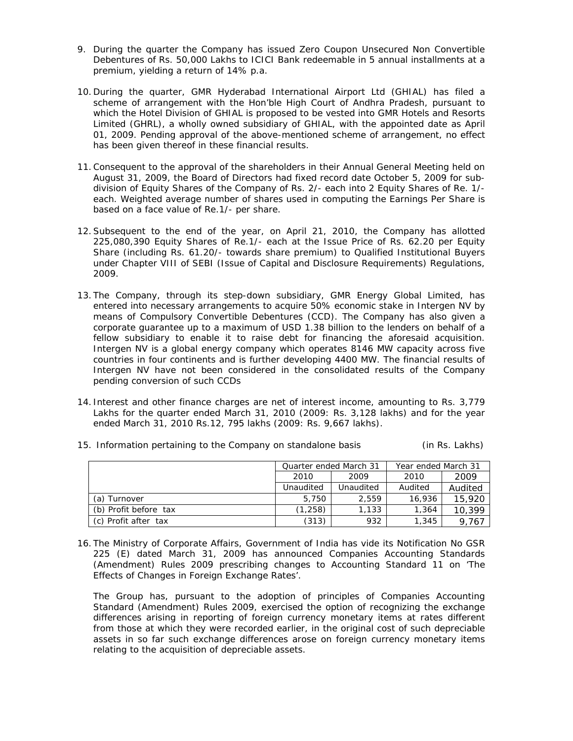9. During the quarter the Company has issued Zero Coupon Unsecured Non Convertible Debentures of Rs. 50,000 Lakhs to ICICI Bank redeemable in 5 annual installments at a premium, yielding a return of 14% p.a.

10. During the quarter, GMR Hyderabad International Airport Ltd (GHIAL) has filed a scheme of arrangement with the Hon'ble High Court of Andhra Pradesh, pursuant to which the Hotel Division of GHIAL is proposed to be vested into GMR Hotels and Resorts Limited (GHRL), a wholly owned subsidiary of GHIAL, with the appointed date as April 01, 2009. Pending approval of the above-mentioned scheme of arrangement, no effect has been given thereof in these financial results.

11. Consequent to the approval of the shareholders in their Annual General Meeting held on August 31, 2009, the Board of Directors had fixed record date October 5, 2009 for sub-division of Equity Shares of the Company of Rs. 2/- each into 2 Equity Shares of Re. 1/- each. Weighted average number of shares used in computing the Earnings Per Share is based on a face value of Re.1/- per share.

12. Subsequent to the end of the year, on April 21, 2010, the Company has allotted 225,080,390 Equity Shares of Re.1/- each at the Issue Price of Rs. 62.20 per Equity Share (including Rs. 61.20/- towards share premium) to Qualified Institutional Buyers under Chapter VIII of SEBI (Issue of Capital and Disclosure Requirements) Regulations, 2009.

13. The Company, through its step-down subsidiary, GMR Energy Global Limited, has entered into necessary arrangements to acquire 50% economic stake in Intergen NV by means of Compulsory Convertible Debentures (CCD). The Company has also given a corporate guarantee up to a maximum of USD 1.38 billion to the lenders on behalf of a fellow subsidiary to enable it to raise debt for financing the aforesaid acquisition. Intergen NV is a global energy company which operates 8146 MW capacity across five countries in four continents and is further developing 4400 MW. The financial results of Intergen NV have not been considered in the consolidated results of the Company pending conversion of such CCDs

14. Interest and other finance charges are net of interest income, amounting to Rs. 3,779 Lakhs for the quarter ended March 31, 2010 (2009: Rs. 3,128 lakhs) and for the year ended March 31, 2010 Rs.12, 795 lakhs (2009: Rs. 9,667 lakhs).

15. Information pertaining to the Company on standalone basis (in Rs. Lakhs)

| | Quarter ended March 31 | | Year ended March 31 | |
|---|---|---|---|---|
| | 2010 | 2009 | 2010 | 2009 |
| | Unaudited | Unaudited | Audited | Audited |
| (a) Turnover | 5,750 | 2,559 | 16,936 | 15,920 |
| (b) Profit before tax | (1,258) | 1,133 | 1,364 | 10,399 |
| (c) Profit after tax | (313) | 932 | 1,345 | 9,767 |

16. The Ministry of Corporate Affairs, Government of India has vide its Notification No GSR 225 (E) dated March 31, 2009 has announced Companies Accounting Standards (Amendment) Rules 2009 prescribing changes to Accounting Standard 11 on 'The Effects of Changes in Foreign Exchange Rates'.

    The Group has, pursuant to the adoption of principles of Companies Accounting Standard (Amendment) Rules 2009, exercised the option of recognizing the exchange differences arising in reporting of foreign currency monetary items at rates different from those at which they were recorded earlier, in the original cost of such depreciable assets in so far such exchange differences arose on foreign currency monetary items relating to the acquisition of depreciable assets.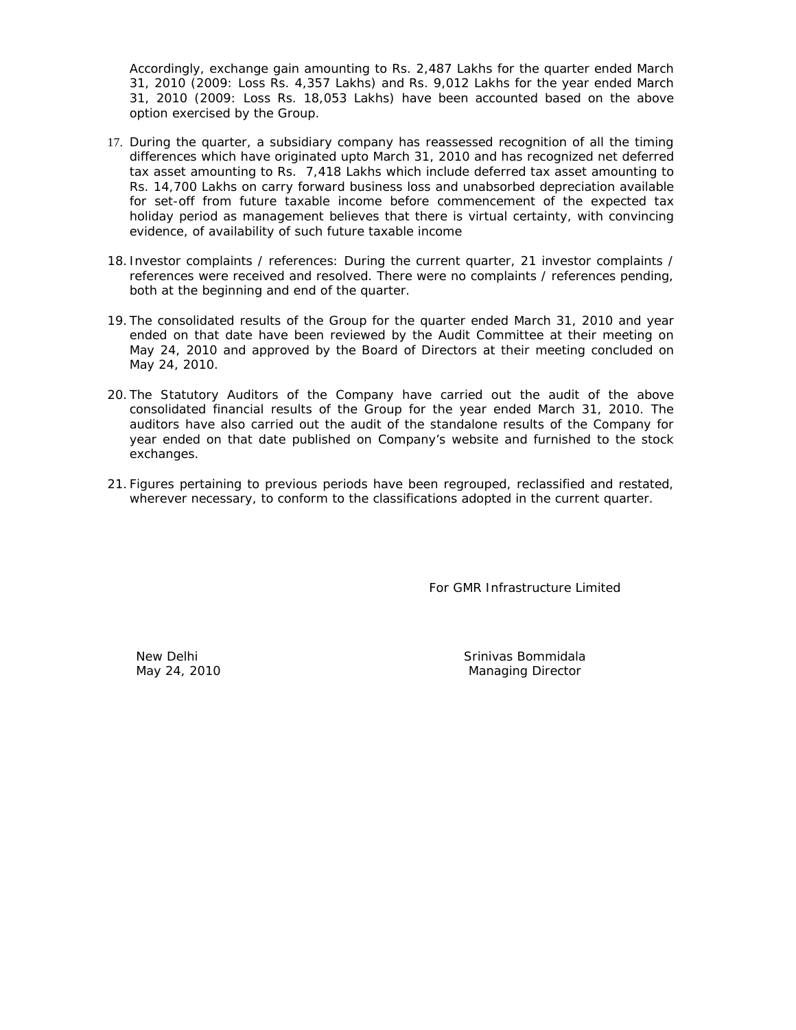Accordingly, exchange gain amounting to Rs. 2,487 Lakhs for the quarter ended March 31, 2010 (2009: Loss Rs. 4,357 Lakhs) and Rs. 9,012 Lakhs for the year ended March 31, 2010 (2009: Loss Rs. 18,053 Lakhs) have been accounted based on the above option exercised by the Group.

17. During the quarter, a subsidiary company has reassessed recognition of all the timing differences which have originated upto March 31, 2010 and has recognized net deferred tax asset amounting to Rs. 7,418 Lakhs which include deferred tax asset amounting to Rs. 14,700 Lakhs on carry forward business loss and unabsorbed depreciation available for set-off from future taxable income before commencement of the expected tax holiday period as management believes that there is virtual certainty, with convincing evidence, of availability of such future taxable income

18. Investor complaints / references: During the current quarter, 21 investor complaints / references were received and resolved. There were no complaints / references pending, both at the beginning and end of the quarter.

19. The consolidated results of the Group for the quarter ended March 31, 2010 and year ended on that date have been reviewed by the Audit Committee at their meeting on May 24, 2010 and approved by the Board of Directors at their meeting concluded on May 24, 2010.

20. The Statutory Auditors of the Company have carried out the audit of the above consolidated financial results of the Group for the year ended March 31, 2010. The auditors have also carried out the audit of the standalone results of the Company for year ended on that date published on Company's website and furnished to the stock exchanges.

21. Figures pertaining to previous periods have been regrouped, reclassified and restated, wherever necessary, to conform to the classifications adopted in the current quarter.

For GMR Infrastructure Limited

New Delhi
May 24, 2010

Srinivas Bommidala
Managing Director